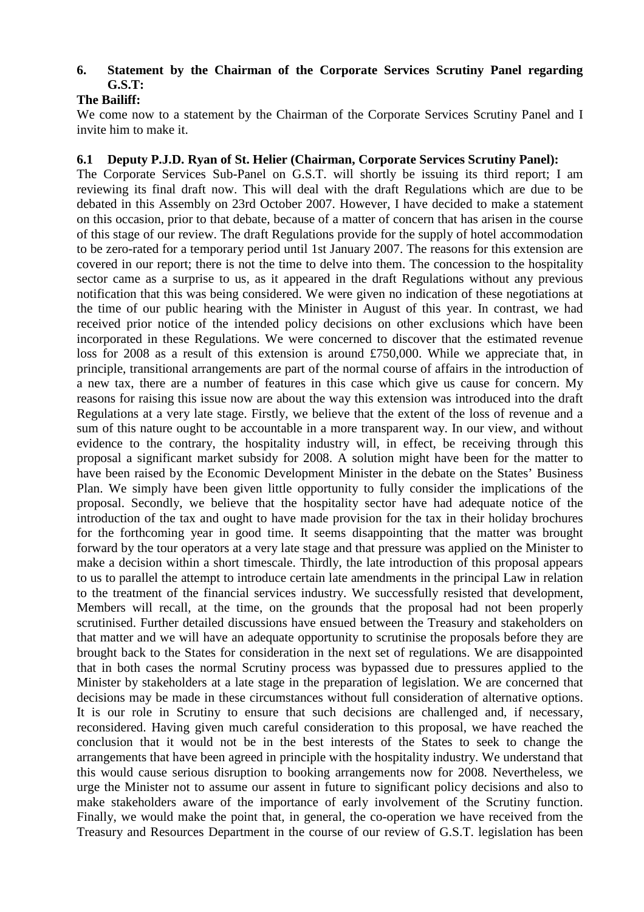## 6. Statement by the Chairman of the Corporate Services Scrutiny Panel regarding G.S.T:

**The Bailiff:**

We come now to a statement by the Chairman of the Corporate Services Scrutiny Panel and I invite him to make it.

### 6.1 Deputy P.J.D. Ryan of St. Helier (Chairman, Corporate Services Scrutiny Panel):

The Corporate Services Sub-Panel on G.S.T. will shortly be issuing its third report; I am reviewing its final draft now. This will deal with the draft Regulations which are due to be debated in this Assembly on 23rd October 2007. However, I have decided to make a statement on this occasion, prior to that debate, because of a matter of concern that has arisen in the course of this stage of our review. The draft Regulations provide for the supply of hotel accommodation to be zero-rated for a temporary period until 1st January 2007. The reasons for this extension are covered in our report; there is not the time to delve into them. The concession to the hospitality sector came as a surprise to us, as it appeared in the draft Regulations without any previous notification that this was being considered. We were given no indication of these negotiations at the time of our public hearing with the Minister in August of this year. In contrast, we had received prior notice of the intended policy decisions on other exclusions which have been incorporated in these Regulations. We were concerned to discover that the estimated revenue loss for 2008 as a result of this extension is around £750,000. While we appreciate that, in principle, transitional arrangements are part of the normal course of affairs in the introduction of a new tax, there are a number of features in this case which give us cause for concern. My reasons for raising this issue now are about the way this extension was introduced into the draft Regulations at a very late stage. Firstly, we believe that the extent of the loss of revenue and a sum of this nature ought to be accountable in a more transparent way. In our view, and without evidence to the contrary, the hospitality industry will, in effect, be receiving through this proposal a significant market subsidy for 2008. A solution might have been for the matter to have been raised by the Economic Development Minister in the debate on the States' Business Plan. We simply have been given little opportunity to fully consider the implications of the proposal. Secondly, we believe that the hospitality sector have had adequate notice of the introduction of the tax and ought to have made provision for the tax in their holiday brochures for the forthcoming year in good time. It seems disappointing that the matter was brought forward by the tour operators at a very late stage and that pressure was applied on the Minister to make a decision within a short timescale. Thirdly, the late introduction of this proposal appears to us to parallel the attempt to introduce certain late amendments in the principal Law in relation to the treatment of the financial services industry. We successfully resisted that development, Members will recall, at the time, on the grounds that the proposal had not been properly scrutinised. Further detailed discussions have ensued between the Treasury and stakeholders on that matter and we will have an adequate opportunity to scrutinise the proposals before they are brought back to the States for consideration in the next set of regulations. We are disappointed that in both cases the normal Scrutiny process was bypassed due to pressures applied to the Minister by stakeholders at a late stage in the preparation of legislation. We are concerned that decisions may be made in these circumstances without full consideration of alternative options. It is our role in Scrutiny to ensure that such decisions are challenged and, if necessary, reconsidered. Having given much careful consideration to this proposal, we have reached the conclusion that it would not be in the best interests of the States to seek to change the arrangements that have been agreed in principle with the hospitality industry. We understand that this would cause serious disruption to booking arrangements now for 2008. Nevertheless, we urge the Minister not to assume our assent in future to significant policy decisions and also to make stakeholders aware of the importance of early involvement of the Scrutiny function. Finally, we would make the point that, in general, the co-operation we have received from the Treasury and Resources Department in the course of our review of G.S.T. legislation has been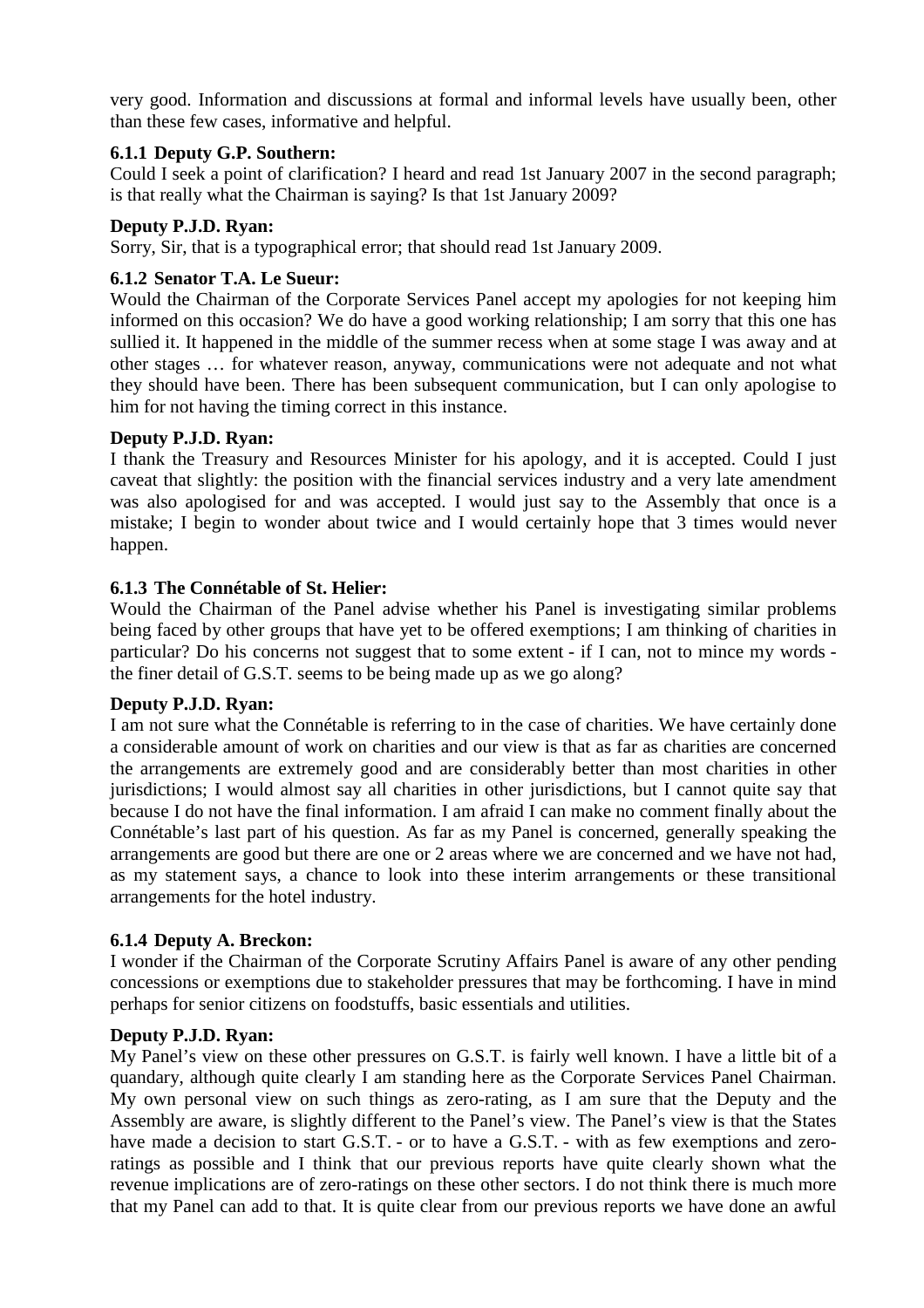very good. Information and discussions at formal and informal levels have usually been, other than these few cases, informative and helpful.

**6.1.1 Deputy G.P. Southern:**

Could I seek a point of clarification? I heard and read 1st January 2007 in the second paragraph; is that really what the Chairman is saying? Is that 1st January 2009?

**Deputy P.J.D. Ryan:**

Sorry, Sir, that is a typographical error; that should read 1st January 2009.

**6.1.2 Senator T.A. Le Sueur:**

Would the Chairman of the Corporate Services Panel accept my apologies for not keeping him informed on this occasion? We do have a good working relationship; I am sorry that this one has sullied it. It happened in the middle of the summer recess when at some stage I was away and at other stages … for whatever reason, anyway, communications were not adequate and not what they should have been. There has been subsequent communication, but I can only apologise to him for not having the timing correct in this instance.

**Deputy P.J.D. Ryan:**

I thank the Treasury and Resources Minister for his apology, and it is accepted. Could I just caveat that slightly: the position with the financial services industry and a very late amendment was also apologised for and was accepted. I would just say to the Assembly that once is a mistake; I begin to wonder about twice and I would certainly hope that 3 times would never happen.

**6.1.3 The Connétable of St. Helier:**

Would the Chairman of the Panel advise whether his Panel is investigating similar problems being faced by other groups that have yet to be offered exemptions; I am thinking of charities in particular? Do his concerns not suggest that to some extent - if I can, not to mince my words - the finer detail of G.S.T. seems to be being made up as we go along?

**Deputy P.J.D. Ryan:**

I am not sure what the Connétable is referring to in the case of charities. We have certainly done a considerable amount of work on charities and our view is that as far as charities are concerned the arrangements are extremely good and are considerably better than most charities in other jurisdictions; I would almost say all charities in other jurisdictions, but I cannot quite say that because I do not have the final information. I am afraid I can make no comment finally about the Connétable's last part of his question. As far as my Panel is concerned, generally speaking the arrangements are good but there are one or 2 areas where we are concerned and we have not had, as my statement says, a chance to look into these interim arrangements or these transitional arrangements for the hotel industry.

**6.1.4 Deputy A. Breckon:**

I wonder if the Chairman of the Corporate Scrutiny Affairs Panel is aware of any other pending concessions or exemptions due to stakeholder pressures that may be forthcoming. I have in mind perhaps for senior citizens on foodstuffs, basic essentials and utilities.

**Deputy P.J.D. Ryan:**

My Panel's view on these other pressures on G.S.T. is fairly well known. I have a little bit of a quandary, although quite clearly I am standing here as the Corporate Services Panel Chairman. My own personal view on such things as zero-rating, as I am sure that the Deputy and the Assembly are aware, is slightly different to the Panel's view. The Panel's view is that the States have made a decision to start G.S.T. - or to have a G.S.T. - with as few exemptions and zero-ratings as possible and I think that our previous reports have quite clearly shown what the revenue implications are of zero-ratings on these other sectors. I do not think there is much more that my Panel can add to that. It is quite clear from our previous reports we have done an awful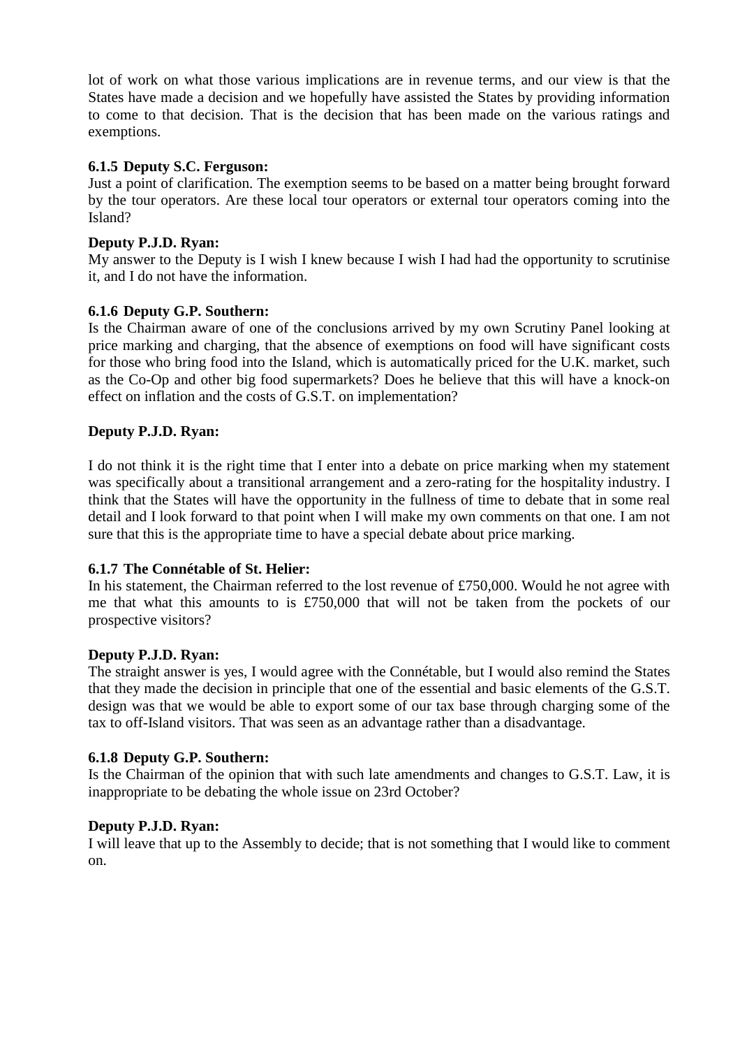lot of work on what those various implications are in revenue terms, and our view is that the States have made a decision and we hopefully have assisted the States by providing information to come to that decision. That is the decision that has been made on the various ratings and exemptions.

**6.1.5 Deputy S.C. Ferguson:**

Just a point of clarification. The exemption seems to be based on a matter being brought forward by the tour operators. Are these local tour operators or external tour operators coming into the Island?

**Deputy P.J.D. Ryan:**

My answer to the Deputy is I wish I knew because I wish I had had the opportunity to scrutinise it, and I do not have the information.

**6.1.6 Deputy G.P. Southern:**

Is the Chairman aware of one of the conclusions arrived by my own Scrutiny Panel looking at price marking and charging, that the absence of exemptions on food will have significant costs for those who bring food into the Island, which is automatically priced for the U.K. market, such as the Co-Op and other big food supermarkets? Does he believe that this will have a knock-on effect on inflation and the costs of G.S.T. on implementation?

**Deputy P.J.D. Ryan:**

I do not think it is the right time that I enter into a debate on price marking when my statement was specifically about a transitional arrangement and a zero-rating for the hospitality industry. I think that the States will have the opportunity in the fullness of time to debate that in some real detail and I look forward to that point when I will make my own comments on that one. I am not sure that this is the appropriate time to have a special debate about price marking.

**6.1.7 The Connétable of St. Helier:**

In his statement, the Chairman referred to the lost revenue of £750,000. Would he not agree with me that what this amounts to is £750,000 that will not be taken from the pockets of our prospective visitors?

**Deputy P.J.D. Ryan:**

The straight answer is yes, I would agree with the Connétable, but I would also remind the States that they made the decision in principle that one of the essential and basic elements of the G.S.T. design was that we would be able to export some of our tax base through charging some of the tax to off-Island visitors. That was seen as an advantage rather than a disadvantage.

**6.1.8 Deputy G.P. Southern:**

Is the Chairman of the opinion that with such late amendments and changes to G.S.T. Law, it is inappropriate to be debating the whole issue on 23rd October?

**Deputy P.J.D. Ryan:**

I will leave that up to the Assembly to decide; that is not something that I would like to comment on.